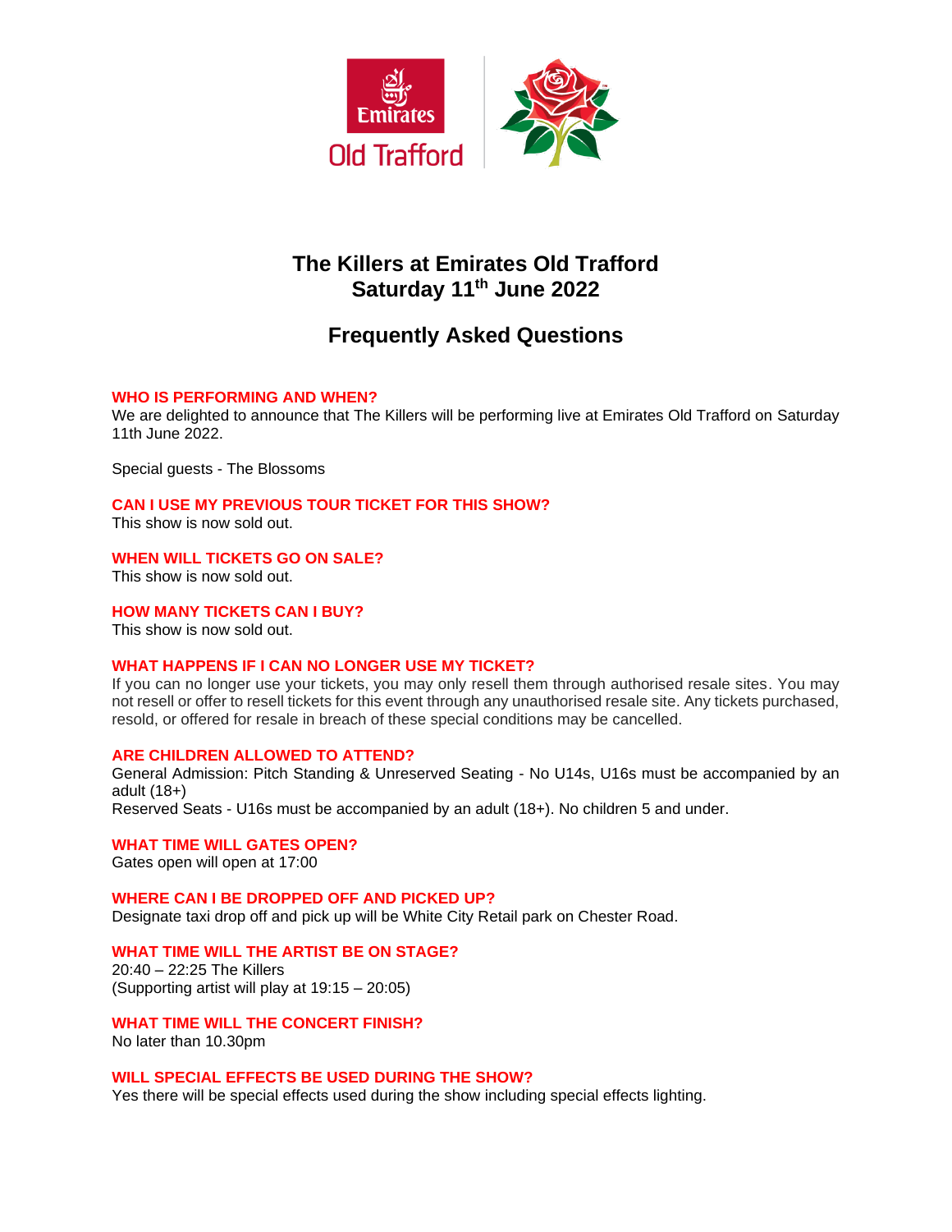# The Killers at Emirates Old Trafford
## Saturday 11th June 2022

## Frequently Asked Questions

### WHO IS PERFORMING AND WHEN?

We are delighted to announce that The Killers will be performing live at Emirates Old Trafford on Saturday 11th June 2022.

Special guests - The Blossoms

### CAN I USE MY PREVIOUS TOUR TICKET FOR THIS SHOW?

This show is now sold out.

### WHEN WILL TICKETS GO ON SALE?

This show is now sold out.

### HOW MANY TICKETS CAN I BUY?

This show is now sold out.

### WHAT HAPPENS IF I CAN NO LONGER USE MY TICKET?

If you can no longer use your tickets, you may only resell them through authorised resale sites. You may not resell or offer to resell tickets for this event through any unauthorised resale site. Any tickets purchased, resold, or offered for resale in breach of these special conditions may be cancelled.

### ARE CHILDREN ALLOWED TO ATTEND?

General Admission: Pitch Standing & Unreserved Seating - No U14s, U16s must be accompanied by an adult (18+)
Reserved Seats - U16s must be accompanied by an adult (18+). No children 5 and under.

### WHAT TIME WILL GATES OPEN?

Gates open will open at 17:00

### WHERE CAN I BE DROPPED OFF AND PICKED UP?

Designate taxi drop off and pick up will be White City Retail park on Chester Road.

### WHAT TIME WILL THE ARTIST BE ON STAGE?

20:40 – 22:25 The Killers
(Supporting artist will play at 19:15 – 20:05)

### WHAT TIME WILL THE CONCERT FINISH?

No later than 10.30pm

### WILL SPECIAL EFFECTS BE USED DURING THE SHOW?

Yes there will be special effects used during the show including special effects lighting.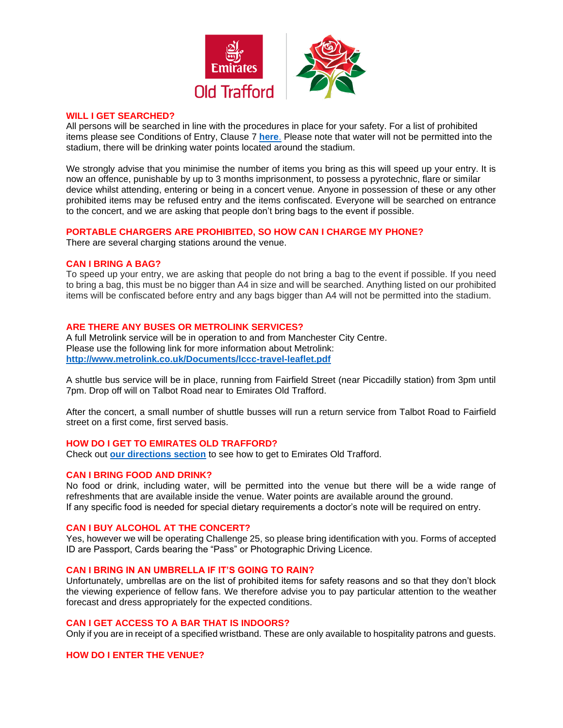## WILL I GET SEARCHED?

All persons will be searched in line with the procedures in place for your safety. For a list of prohibited items please see Conditions of Entry, Clause 7 **here**. Please note that water will not be permitted into the stadium, there will be drinking water points located around the stadium.

We strongly advise that you minimise the number of items you bring as this will speed up your entry. It is now an offence, punishable by up to 3 months imprisonment, to possess a pyrotechnic, flare or similar device whilst attending, entering or being in a concert venue. Anyone in possession of these or any other prohibited items may be refused entry and the items confiscated. Everyone will be searched on entrance to the concert, and we are asking that people don't bring bags to the event if possible.

## PORTABLE CHARGERS ARE PROHIBITED, SO HOW CAN I CHARGE MY PHONE?

There are several charging stations around the venue.

## CAN I BRING A BAG?

To speed up your entry, we are asking that people do not bring a bag to the event if possible. If you need to bring a bag, this must be no bigger than A4 in size and will be searched. Anything listed on our prohibited items will be confiscated before entry and any bags bigger than A4 will not be permitted into the stadium.

## ARE THERE ANY BUSES OR METROLINK SERVICES?

A full Metrolink service will be in operation to and from Manchester City Centre.
Please use the following link for more information about Metrolink:
**http://www.metrolink.co.uk/Documents/lccc-travel-leaflet.pdf**

A shuttle bus service will be in place, running from Fairfield Street (near Piccadilly station) from 3pm until 7pm. Drop off will on Talbot Road near to Emirates Old Trafford.

After the concert, a small number of shuttle busses will run a return service from Talbot Road to Fairfield street on a first come, first served basis.

## HOW DO I GET TO EMIRATES OLD TRAFFORD?

Check out **our directions section** to see how to get to Emirates Old Trafford.

## CAN I BRING FOOD AND DRINK?

No food or drink, including water, will be permitted into the venue but there will be a wide range of refreshments that are available inside the venue. Water points are available around the ground.
If any specific food is needed for special dietary requirements a doctor's note will be required on entry.

## CAN I BUY ALCOHOL AT THE CONCERT?

Yes, however we will be operating Challenge 25, so please bring identification with you. Forms of accepted ID are Passport, Cards bearing the "Pass" or Photographic Driving Licence.

## CAN I BRING IN AN UMBRELLA IF IT'S GOING TO RAIN?

Unfortunately, umbrellas are on the list of prohibited items for safety reasons and so that they don't block the viewing experience of fellow fans. We therefore advise you to pay particular attention to the weather forecast and dress appropriately for the expected conditions.

## CAN I GET ACCESS TO A BAR THAT IS INDOORS?

Only if you are in receipt of a specified wristband. These are only available to hospitality patrons and guests.

## HOW DO I ENTER THE VENUE?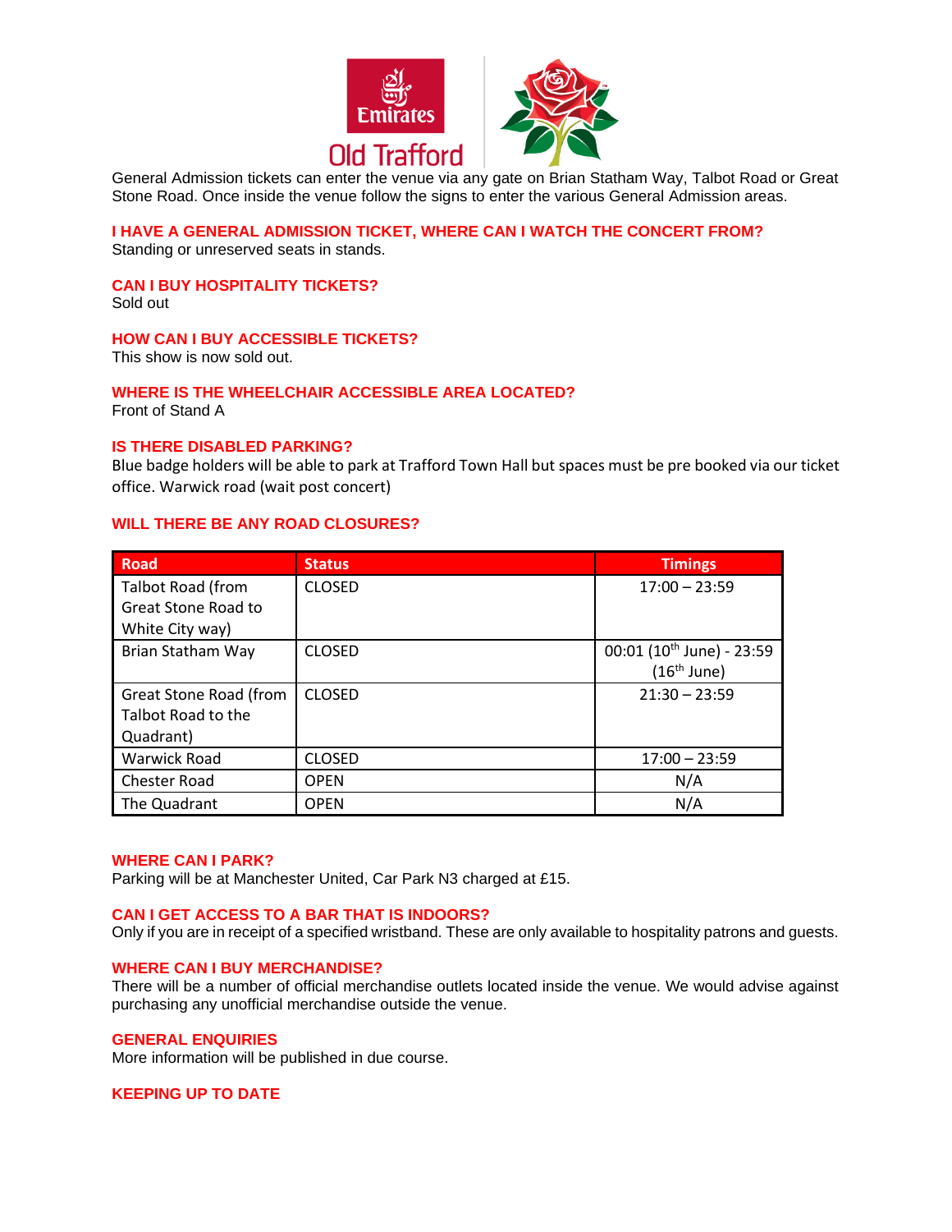General Admission tickets can enter the venue via any gate on Brian Statham Way, Talbot Road or Great Stone Road. Once inside the venue follow the signs to enter the various General Admission areas.

**I HAVE A GENERAL ADMISSION TICKET, WHERE CAN I WATCH THE CONCERT FROM?**
Standing or unreserved seats in stands.

**CAN I BUY HOSPITALITY TICKETS?**
Sold out

**HOW CAN I BUY ACCESSIBLE TICKETS?**
This show is now sold out.

**WHERE IS THE WHEELCHAIR ACCESSIBLE AREA LOCATED?**
Front of Stand A

**IS THERE DISABLED PARKING?**
Blue badge holders will be able to park at Trafford Town Hall but spaces must be pre booked via our ticket office. Warwick road (wait post concert)

**WILL THERE BE ANY ROAD CLOSURES?**

| Road | Status | Timings |
| --- | --- | --- |
| Talbot Road (from Great Stone Road to White City way) | CLOSED | 17:00 – 23:59 |
| Brian Statham Way | CLOSED | 00:01 (10th June) - 23:59 (16th June) |
| Great Stone Road (from Talbot Road to the Quadrant) | CLOSED | 21:30 – 23:59 |
| Warwick Road | CLOSED | 17:00 – 23:59 |
| Chester Road | OPEN | N/A |
| The Quadrant | OPEN | N/A |

**WHERE CAN I PARK?**
Parking will be at Manchester United, Car Park N3 charged at £15.

**CAN I GET ACCESS TO A BAR THAT IS INDOORS?**
Only if you are in receipt of a specified wristband. These are only available to hospitality patrons and guests.

**WHERE CAN I BUY MERCHANDISE?**
There will be a number of official merchandise outlets located inside the venue. We would advise against purchasing any unofficial merchandise outside the venue.

**GENERAL ENQUIRIES**
More information will be published in due course.

**KEEPING UP TO DATE**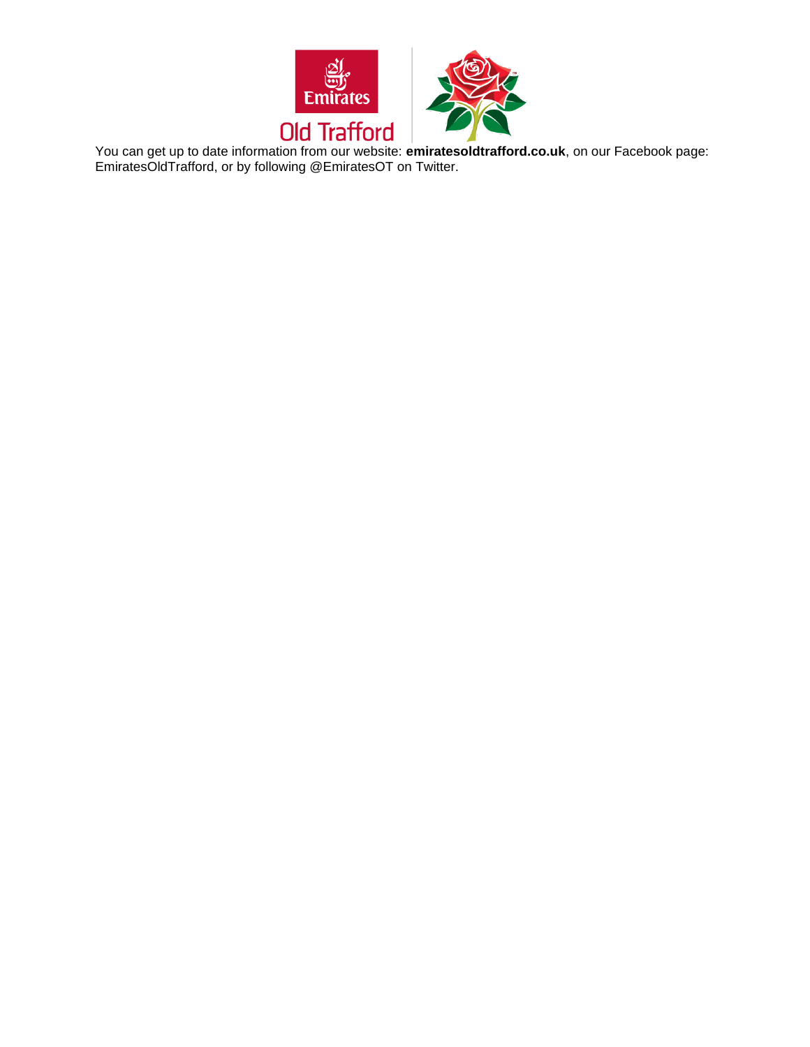You can get up to date information from our website: **emiratesoldtrafford.co.uk**, on our Facebook page: EmiratesOldTrafford, or by following @EmiratesOT on Twitter.